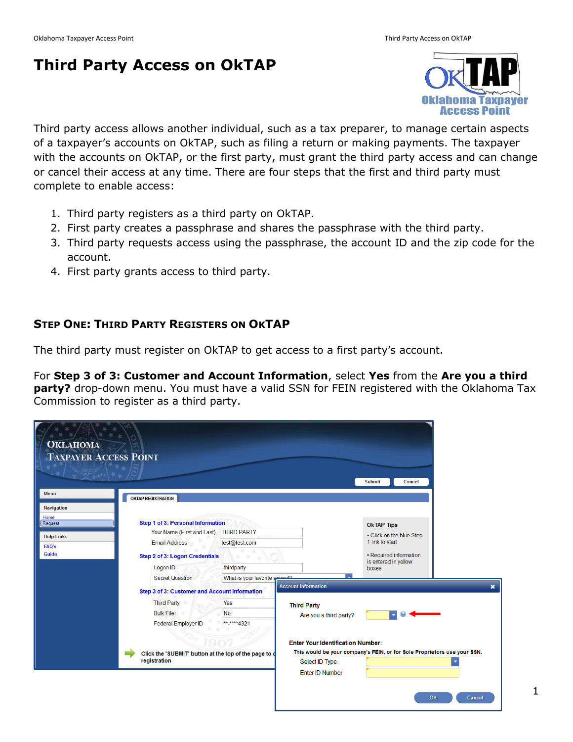# Third Party Access on OkTAP

Third party access allows another individual, such as a tax preparer, to manage certain aspects of a taxpayer's accounts on OkTAP, such as filing a return or making payments. The taxpayer with the accounts on OkTAP, or the first party, must grant the third party access and can change or cancel their access at any time. There are four steps that the first and third party must complete to enable access:

1. Third party registers as a third party on OkTAP.
2. First party creates a passphrase and shares the passphrase with the third party.
3. Third party requests access using the passphrase, the account ID and the zip code for the account.
4. First party grants access to third party.

## Step One: Third Party Registers on OkTAP

The third party must register on OkTAP to get access to a first party's account.

For **Step 3 of 3: Customer and Account Information**, select **Yes** from the **Are you a third party?** drop-down menu. You must have a valid SSN for FEIN registered with the Oklahoma Tax Commission to register as a third party.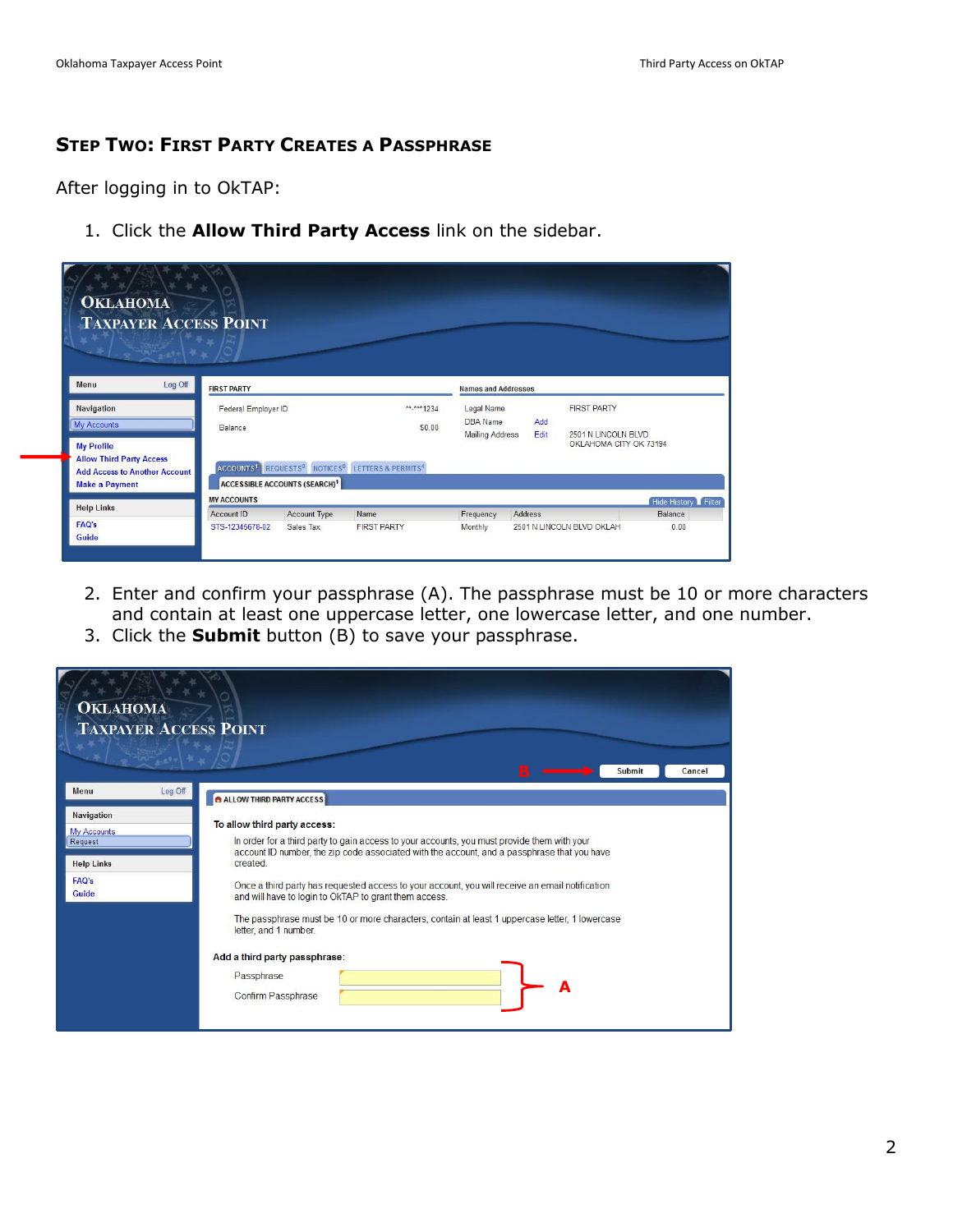## Step Two: First Party Creates a Passphrase

After logging in to OkTAP:

1. Click the **Allow Third Party Access** link on the sidebar.

2. Enter and confirm your passphrase (A). The passphrase must be 10 or more characters and contain at least one uppercase letter, one lowercase letter, and one number.
3. Click the **Submit** button (B) to save your passphrase.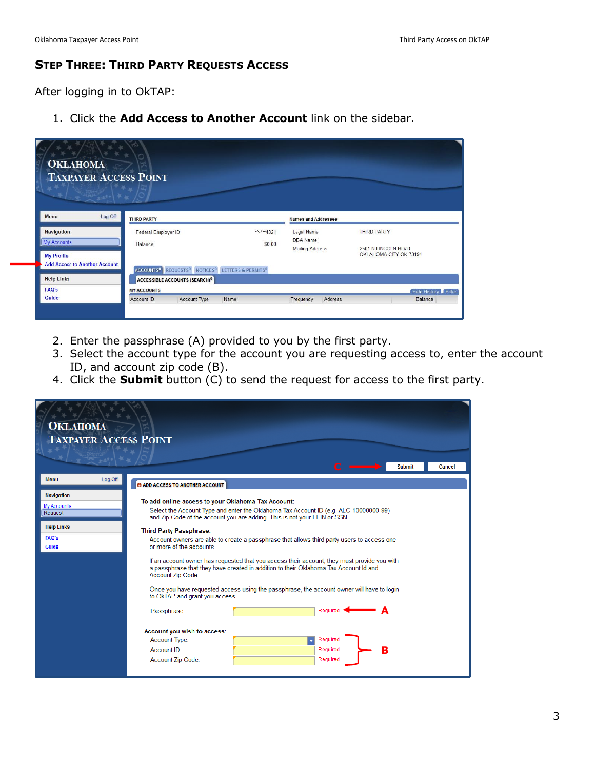## Step Three: Third Party Requests Access

After logging in to OkTAP:

1. Click the **Add Access to Another Account** link on the sidebar.

2. Enter the passphrase (A) provided to you by the first party.
3. Select the account type for the account you are requesting access to, enter the account ID, and account zip code (B).
4. Click the **Submit** button (C) to send the request for access to the first party.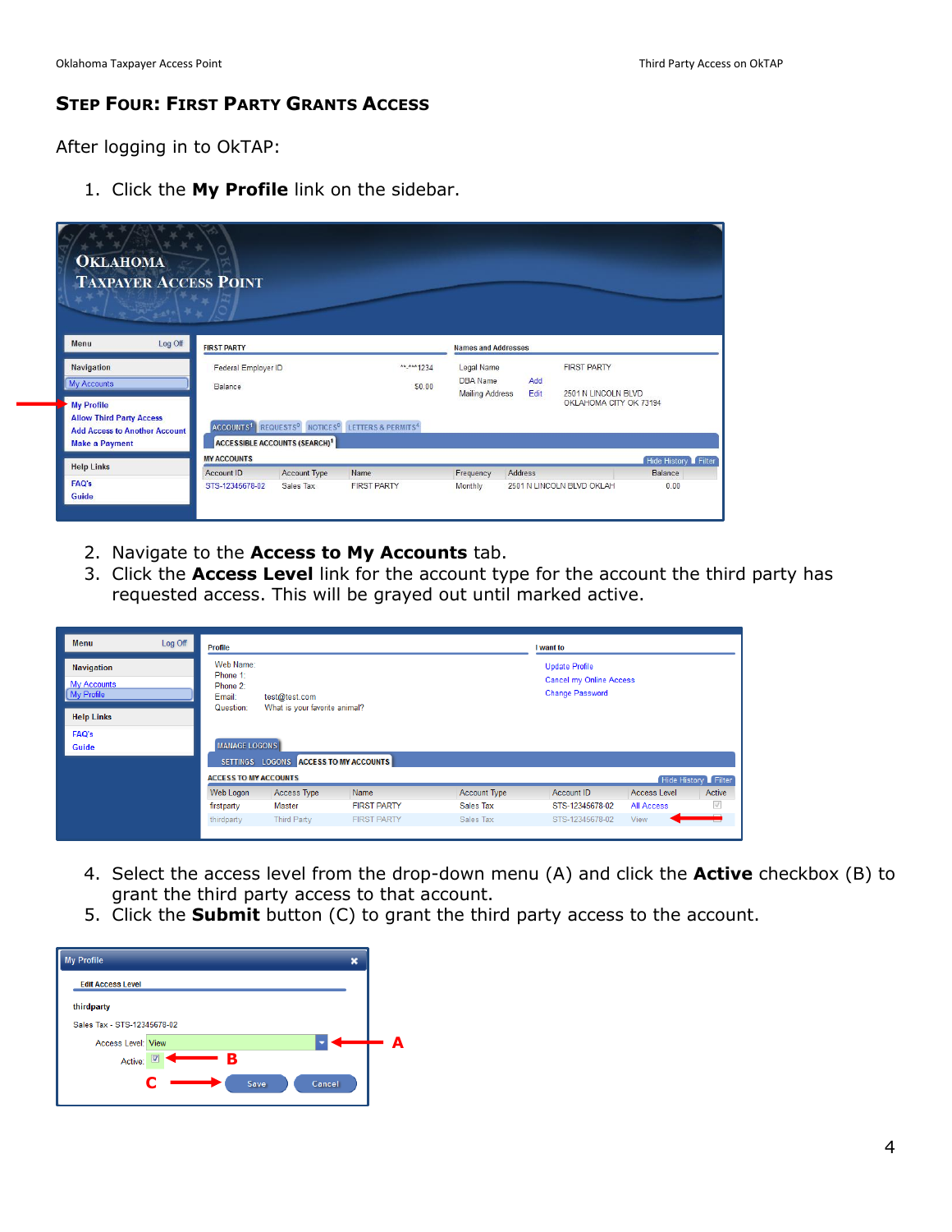## Step Four: First Party Grants Access

After logging in to OkTAP:

1. Click the **My Profile** link on the sidebar.

2. Navigate to the **Access to My Accounts** tab.
3. Click the **Access Level** link for the account type for the account the third party has requested access. This will be grayed out until marked active.

4. Select the access level from the drop-down menu (A) and click the **Active** checkbox (B) to grant the third party access to that account.
5. Click the **Submit** button (C) to grant the third party access to the account.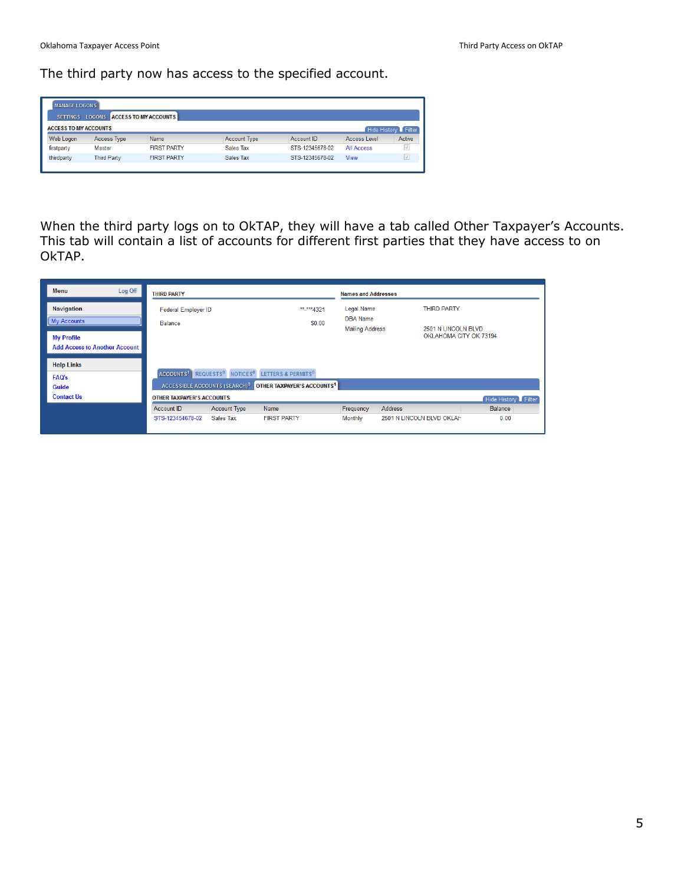The third party now has access to the specified account.

MANAGE LOGONS

SETTINGS LOGONS ACCESS TO MY ACCOUNTS

ACCESS TO MY ACCOUNTS

Hide History Filter

| Web Logon | Access Type | Name | Account Type | Account ID | Access Level | Active |
|---|---|---|---|---|---|---|
| firstparty | Master | FIRST PARTY | Sales Tax | STS-12345678-02 | All Access | ✓ |
| thirdparty | Third Party | FIRST PARTY | Sales Tax | STS-12345678-02 | View | ✓ |

When the third party logs on to OkTAP, they will have a tab called Other Taxpayer's Accounts. This tab will contain a list of accounts for different first parties that they have access to on OkTAP.

Menu Log Off

Navigation

My Accounts

My Profile

Add Access to Another Account

Help Links

FAQ's

Guide

Contact Us

THIRD PARTY

Federal Employer ID **-***4321

Balance $0.00

Names and Addresses

Legal Name THIRD PARTY

DBA Name

Mailing Address 2501 N LINCOLN BLVD OKLAHOMA CITY OK 73194

ACCOUNTS 1 REQUESTS 0 NOTICES 0 LETTERS & PERMITS 0

ACCESSIBLE ACCOUNTS (SEARCH) 0 OTHER TAXPAYER'S ACCOUNTS 1

OTHER TAXPAYER'S ACCOUNTS

Hide History Filter

| Account ID | Account Type | Name | Frequency | Address | Balance |
|---|---|---|---|---|---|
| STS-123454678-02 | Sales Tax | FIRST PARTY | Monthly | 2501 N LINCOLN BLVD OKLAH | 0.00 |